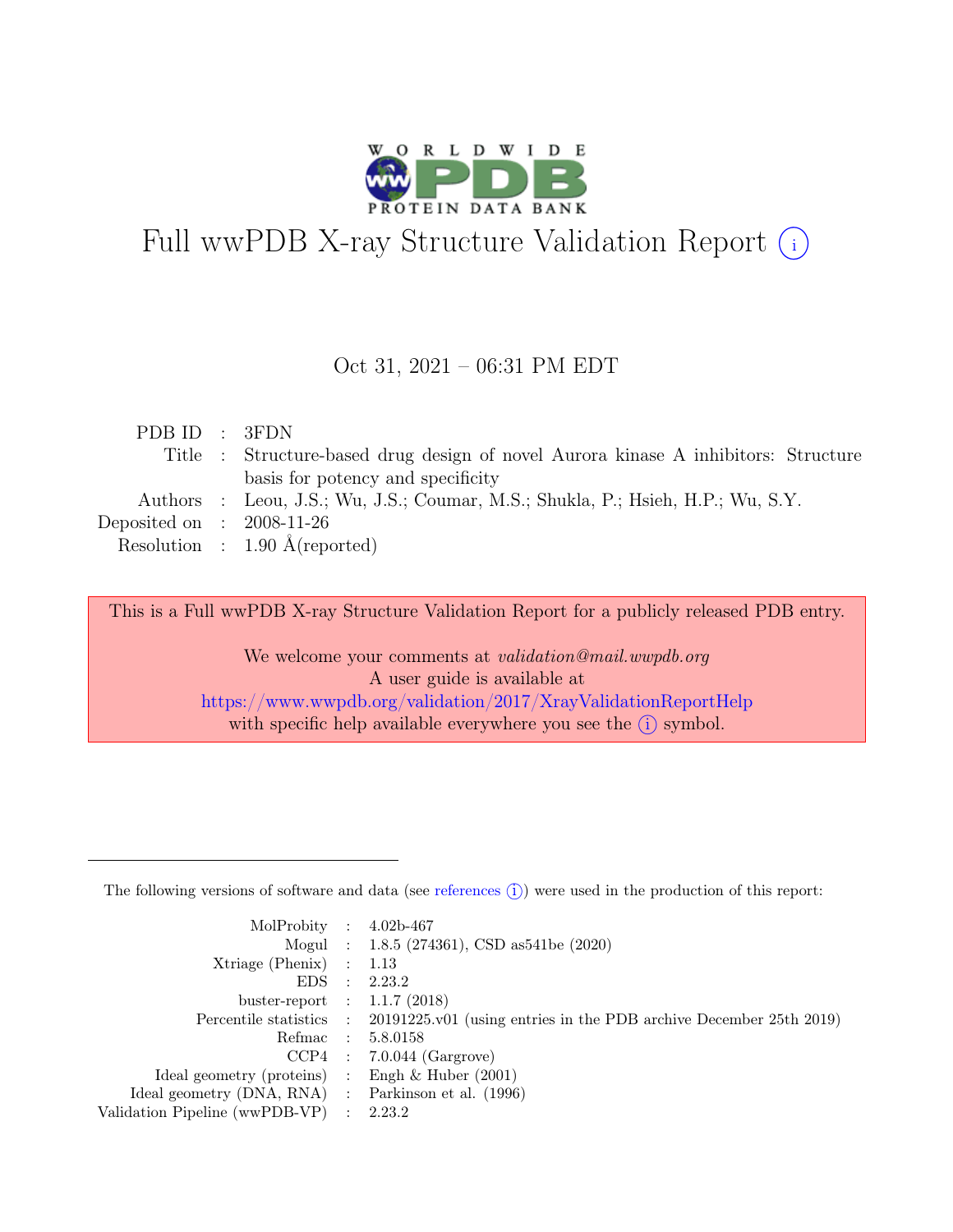# Full wwPDB X-ray Structure Validation Report (i)

Oct 31, 2021 – 06:31 PM EDT

| | | |
|---|---|---|
| PDB ID | : | 3FDN |
| Title | : | Structure-based drug design of novel Aurora kinase A inhibitors: Structure basis for potency and specificity |
| Authors | : | Leou, J.S.; Wu, J.S.; Coumar, M.S.; Shukla, P.; Hsieh, H.P.; Wu, S.Y. |
| Deposited on | : | 2008-11-26 |
| Resolution | : | 1.90 Å(reported) |

This is a Full wwPDB X-ray Structure Validation Report for a publicly released PDB entry.

We welcome your comments at *validation@mail.wwpdb.org*
A user guide is available at
https://www.wwpdb.org/validation/2017/XrayValidationReportHelp
with specific help available everywhere you see the (i) symbol.

The following versions of software and data (see references (i)) were used in the production of this report:

| | | |
|---|---|---|
| MolProbity | : | 4.02b-467 |
| Mogul | : | 1.8.5 (274361), CSD as541be (2020) |
| Xtriage (Phenix) | : | 1.13 |
| EDS | : | 2.23.2 |
| buster-report | : | 1.1.7 (2018) |
| Percentile statistics | : | 20191225.v01 (using entries in the PDB archive December 25th 2019) |
| Refmac | : | 5.8.0158 |
| CCP4 | : | 7.0.044 (Gargrove) |
| Ideal geometry (proteins) | : | Engh & Huber (2001) |
| Ideal geometry (DNA, RNA) | : | Parkinson et al. (1996) |
| Validation Pipeline (wwPDB-VP) | : | 2.23.2 |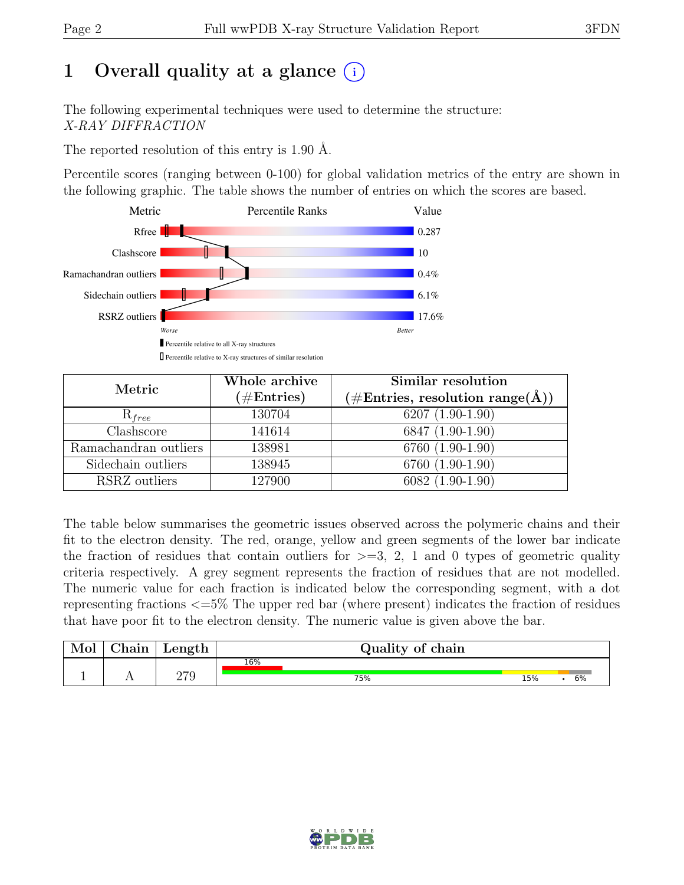# 1 Overall quality at a glance

The following experimental techniques were used to determine the structure:
*X-RAY DIFFRACTION*

The reported resolution of this entry is 1.90 Å.

Percentile scores (ranging between 0-100) for global validation metrics of the entry are shown in the following graphic. The table shows the number of entries on which the scores are based.

| Metric | Value |
|---|---|
| Rfree | 0.287 |
| Clashscore | 10 |
| Ramachandran outliers | 0.4% |
| Sidechain outliers | 6.1% |
| RSRZ outliers | 17.6% |

Worse — Better

Percentile relative to all X-ray structures

Percentile relative to X-ray structures of similar resolution

| Metric | Whole archive (#Entries) | Similar resolution (#Entries, resolution range(Å)) |
|---|---|---|
| $R_{free}$ | 130704 | 6207 (1.90-1.90) |
| Clashscore | 141614 | 6847 (1.90-1.90) |
| Ramachandran outliers | 138981 | 6760 (1.90-1.90) |
| Sidechain outliers | 138945 | 6760 (1.90-1.90) |
| RSRZ outliers | 127900 | 6082 (1.90-1.90) |

The table below summarises the geometric issues observed across the polymeric chains and their fit to the electron density. The red, orange, yellow and green segments of the lower bar indicate the fraction of residues that contain outliers for >=3, 2, 1 and 0 types of geometric quality criteria respectively. A grey segment represents the fraction of residues that are not modelled. The numeric value for each fraction is indicated below the corresponding segment, with a dot representing fractions <=5% The upper red bar (where present) indicates the fraction of residues that have poor fit to the electron density. The numeric value is given above the bar.

| Mol | Chain | Length | Quality of chain |
|---|---|---|---|
| 1 | A | 279 | 16% (poor fit); 75%, 15%, •, 6% |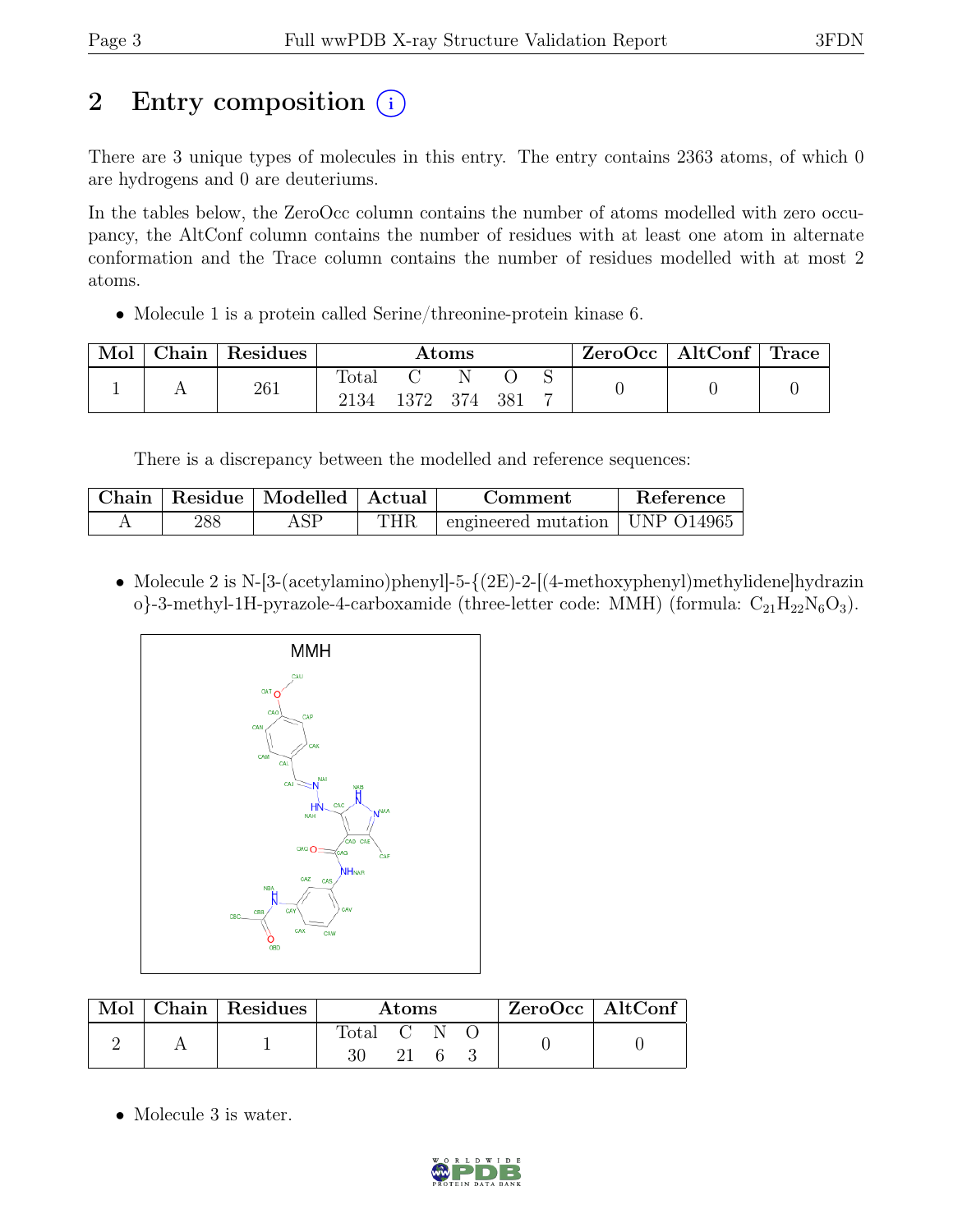# 2 Entry composition

There are 3 unique types of molecules in this entry. The entry contains 2363 atoms, of which 0 are hydrogens and 0 are deuteriums.

In the tables below, the ZeroOcc column contains the number of atoms modelled with zero occupancy, the AltConf column contains the number of residues with at least one atom in alternate conformation and the Trace column contains the number of residues modelled with at most 2 atoms.

- Molecule 1 is a protein called Serine/threonine-protein kinase 6.

| Mol | Chain | Residues | Atoms | | | | | ZeroOcc | AltConf | Trace |
|---|---|---|---|---|---|---|---|---|---|---|
| | | | Total | C | N | O | S | | | |
| 1 | A | 261 | 2134 | 1372 | 374 | 381 | 7 | 0 | 0 | 0 |

There is a discrepancy between the modelled and reference sequences:

| Chain | Residue | Modelled | Actual | Comment | Reference |
|---|---|---|---|---|---|
| A | 288 | ASP | THR | engineered mutation | UNP O14965 |

- Molecule 2 is N-[3-(acetylamino)phenyl]-5-{(2E)-2-[(4-methoxyphenyl)methylidene]hydrazino}-3-methyl-1H-pyrazole-4-carboxamide (three-letter code: MMH) (formula: $C_{21}H_{22}N_6O_3$).

| Mol | Chain | Residues | Atoms | | | | ZeroOcc | AltConf |
|---|---|---|---|---|---|---|---|---|
| | | | Total | C | N | O | | |
| 2 | A | 1 | 30 | 21 | 6 | 3 | 0 | 0 |

- Molecule 3 is water.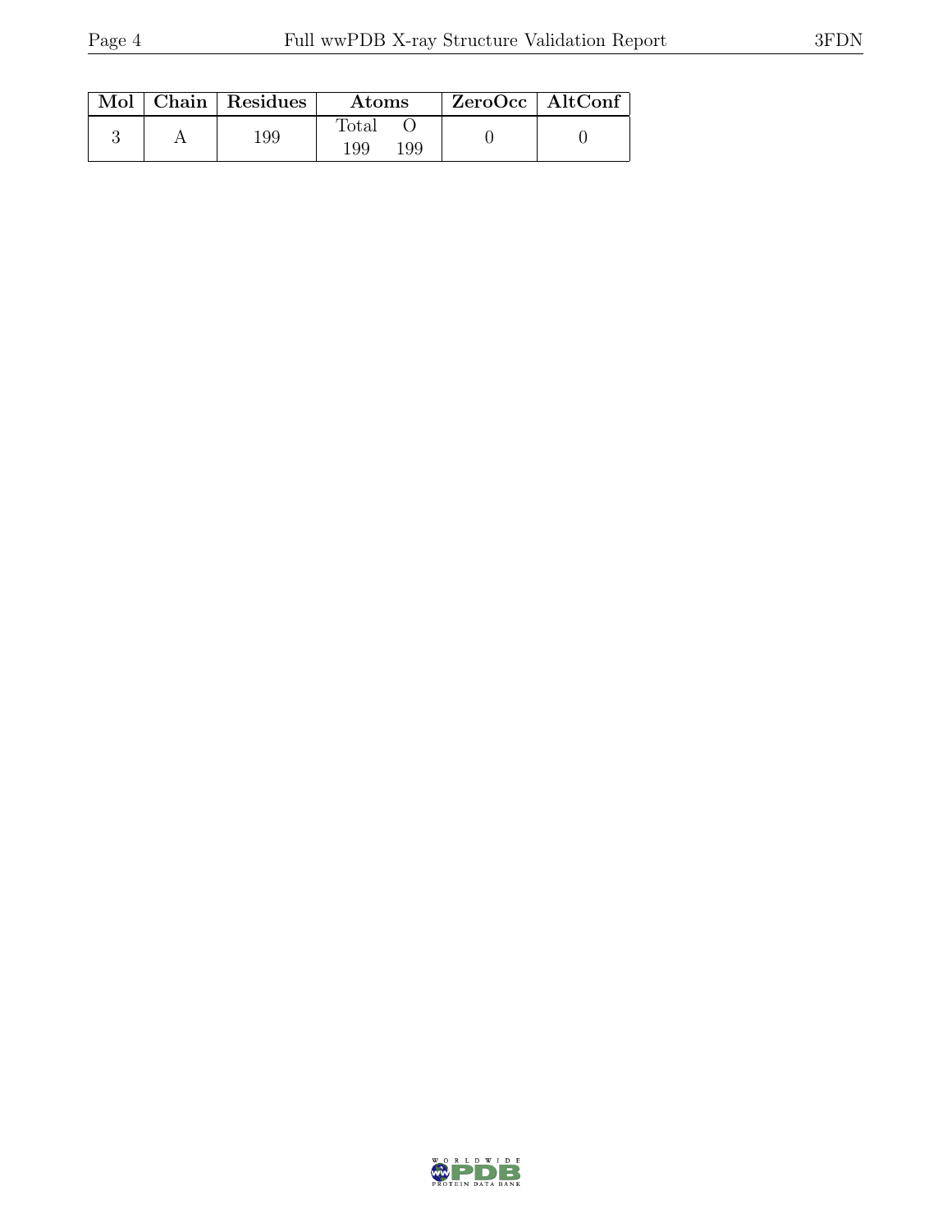| Mol | Chain | Residues | Atoms | | ZeroOcc | AltConf |
|---|---|---|---|---|---|---|
| | | | Total | O | | |
| 3 | A | 199 | 199 | 199 | 0 | 0 |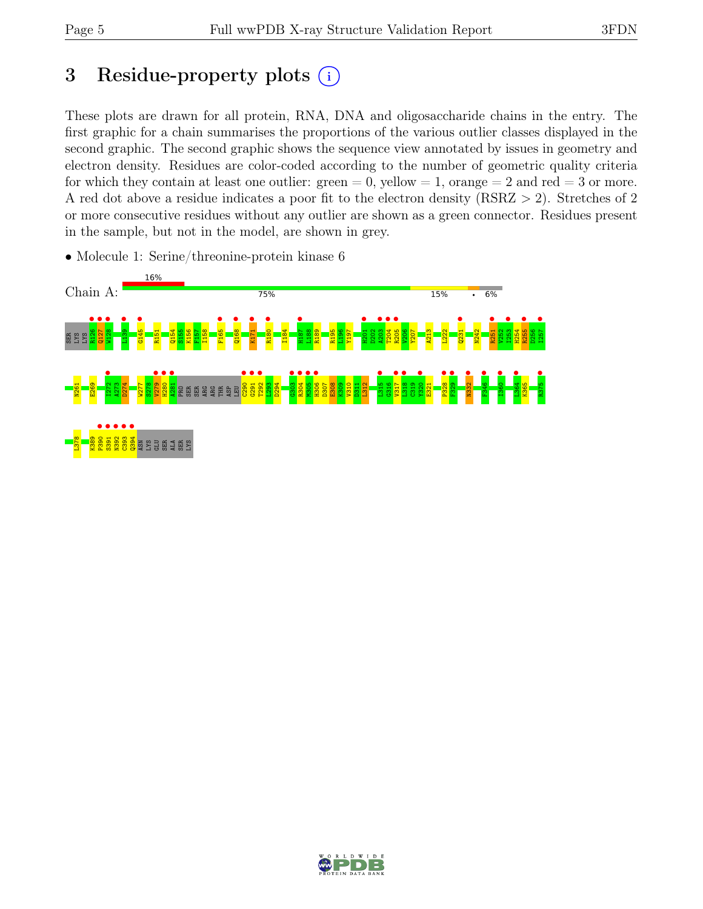# 3 Residue-property plots

These plots are drawn for all protein, RNA, DNA and oligosaccharide chains in the entry. The first graphic for a chain summarises the proportions of the various outlier classes displayed in the second graphic. The second graphic shows the sequence view annotated by issues in geometry and electron density. Residues are color-coded according to the number of geometric quality criteria for which they contain at least one outlier: green = 0, yellow = 1, orange = 2 and red = 3 or more. A red dot above a residue indicates a poor fit to the electron density (RSRZ > 2). Stretches of 2 or more consecutive residues without any outlier are shown as a green connector. Residues present in the sample, but not in the model, are shown in grey.

- Molecule 1: Serine/threonine-protein kinase 6

Chain A: 16% | 75% | 15% | • | 6%

SER LYS LYS R126 Q127 W128 L139 G145 R151 Q154 S155 K156 F157 I158 F165 Q168 K171 R180 I184 H187 L188 R189 R195 L196 Y197 H201 D202 A203 T204 R205 V206 Y207 A213 L222 Q231 N242 R251 V252 I253 H254 R255 D256 I257 N261 E269 I272 A273 D274 W277 S278 V279 H280 A281 PRO SER SER ARG ARG THR ASP LEU C290 G291 T292 L293 D294 G303 R304 M305 H306 D307 E308 K309 V310 D311 L312 L315 G316 V317 L318 C319 Y320 E321 P328 F329 N332 F346 I360 L364 K365 R375 L378 K389 P390 S391 N392 C393 Q394 ASN LYS GLU SER ALA SER LYS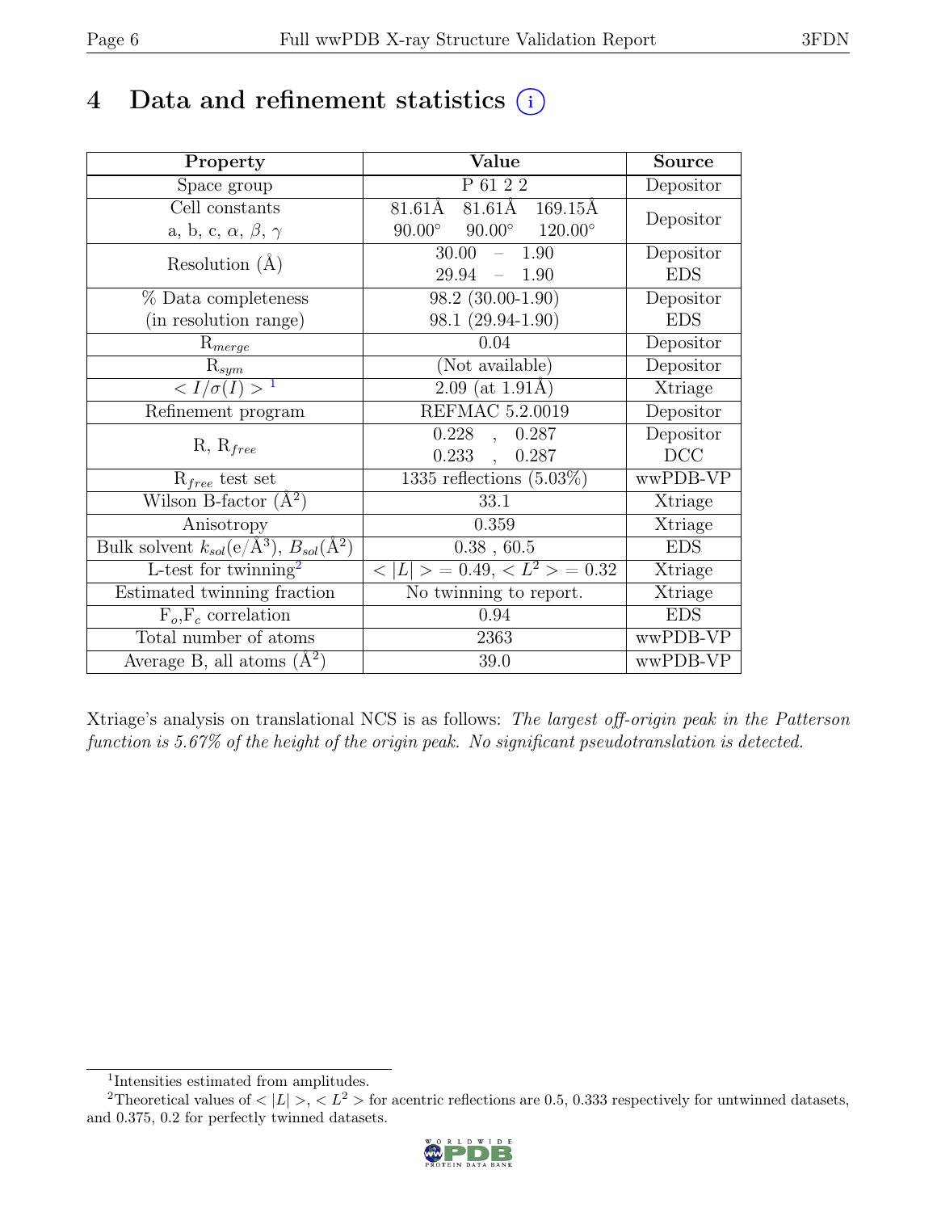# 4 Data and refinement statistics

| Property | Value | Source |
|---|---|---|
| Space group | P 61 2 2 | Depositor |
| Cell constants<br>a, b, c, $\alpha$, $\beta$, $\gamma$ | 81.61Å 81.61Å 169.15Å<br>90.00° 90.00° 120.00° | Depositor |
| Resolution (Å) | 30.00 – 1.90<br>29.94 – 1.90 | Depositor<br>EDS |
| % Data completeness<br>(in resolution range) | 98.2 (30.00-1.90)<br>98.1 (29.94-1.90) | Depositor<br>EDS |
| $R_{merge}$ | 0.04 | Depositor |
| $R_{sym}$ | (Not available) | Depositor |
| $< I/\sigma(I) >$ [1] | 2.09 (at 1.91Å) | Xtriage |
| Refinement program | REFMAC 5.2.0019 | Depositor |
| R, $R_{free}$ | 0.228 , 0.287<br>0.233 , 0.287 | Depositor<br>DCC |
| $R_{free}$ test set | 1335 reflections (5.03%) | wwPDB-VP |
| Wilson B-factor (Å$^2$) | 33.1 | Xtriage |
| Anisotropy | 0.359 | Xtriage |
| Bulk solvent $k_{sol}$(e/Å$^3$), $B_{sol}$(Å$^2$) | 0.38 , 60.5 | EDS |
| L-test for twinning[2] | $< \|L\| > = 0.49$, $< L^2 > = 0.32$ | Xtriage |
| Estimated twinning fraction | No twinning to report. | Xtriage |
| $F_o$,$F_c$ correlation | 0.94 | EDS |
| Total number of atoms | 2363 | wwPDB-VP |
| Average B, all atoms (Å$^2$) | 39.0 | wwPDB-VP |

Xtriage's analysis on translational NCS is as follows: *The largest off-origin peak in the Patterson function is 5.67% of the height of the origin peak. No significant pseudotranslation is detected.*

[1] Intensities estimated from amplitudes.

[2] Theoretical values of $< |L| >$, $< L^2 >$ for acentric reflections are 0.5, 0.333 respectively for untwinned datasets, and 0.375, 0.2 for perfectly twinned datasets.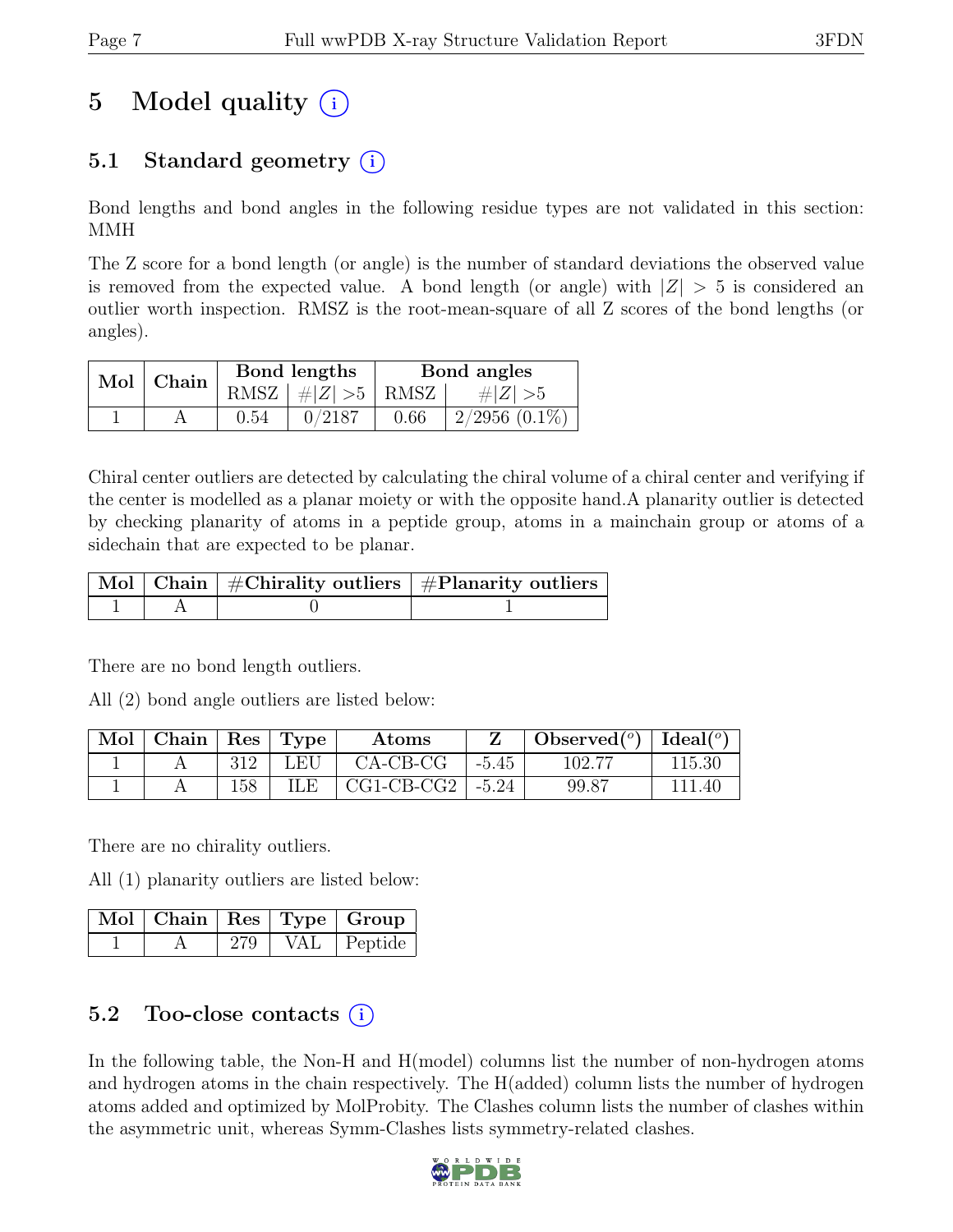# 5 Model quality (i)

## 5.1 Standard geometry (i)

Bond lengths and bond angles in the following residue types are not validated in this section: MMH

The Z score for a bond length (or angle) is the number of standard deviations the observed value is removed from the expected value. A bond length (or angle) with $|Z| > 5$ is considered an outlier worth inspection. RMSZ is the root-mean-square of all Z scores of the bond lengths (or angles).

| Mol | Chain | Bond lengths | | Bond angles | |
|---|---|---|---|---|---|
| | | RMSZ | #$\|Z\|$ >5 | RMSZ | #$\|Z\|$ >5 |
| 1 | A | 0.54 | 0/2187 | 0.66 | 2/2956 (0.1%) |

Chiral center outliers are detected by calculating the chiral volume of a chiral center and verifying if the center is modelled as a planar moiety or with the opposite hand.A planarity outlier is detected by checking planarity of atoms in a peptide group, atoms in a mainchain group or atoms of a sidechain that are expected to be planar.

| Mol | Chain | #Chirality outliers | #Planarity outliers |
|---|---|---|---|
| 1 | A | 0 | 1 |

There are no bond length outliers.

All (2) bond angle outliers are listed below:

| Mol | Chain | Res | Type | Atoms | Z | Observed(°) | Ideal(°) |
|---|---|---|---|---|---|---|---|
| 1 | A | 312 | LEU | CA-CB-CG | -5.45 | 102.77 | 115.30 |
| 1 | A | 158 | ILE | CG1-CB-CG2 | -5.24 | 99.87 | 111.40 |

There are no chirality outliers.

All (1) planarity outliers are listed below:

| Mol | Chain | Res | Type | Group |
|---|---|---|---|---|
| 1 | A | 279 | VAL | Peptide |

## 5.2 Too-close contacts (i)

In the following table, the Non-H and H(model) columns list the number of non-hydrogen atoms and hydrogen atoms in the chain respectively. The H(added) column lists the number of hydrogen atoms added and optimized by MolProbity. The Clashes column lists the number of clashes within the asymmetric unit, whereas Symm-Clashes lists symmetry-related clashes.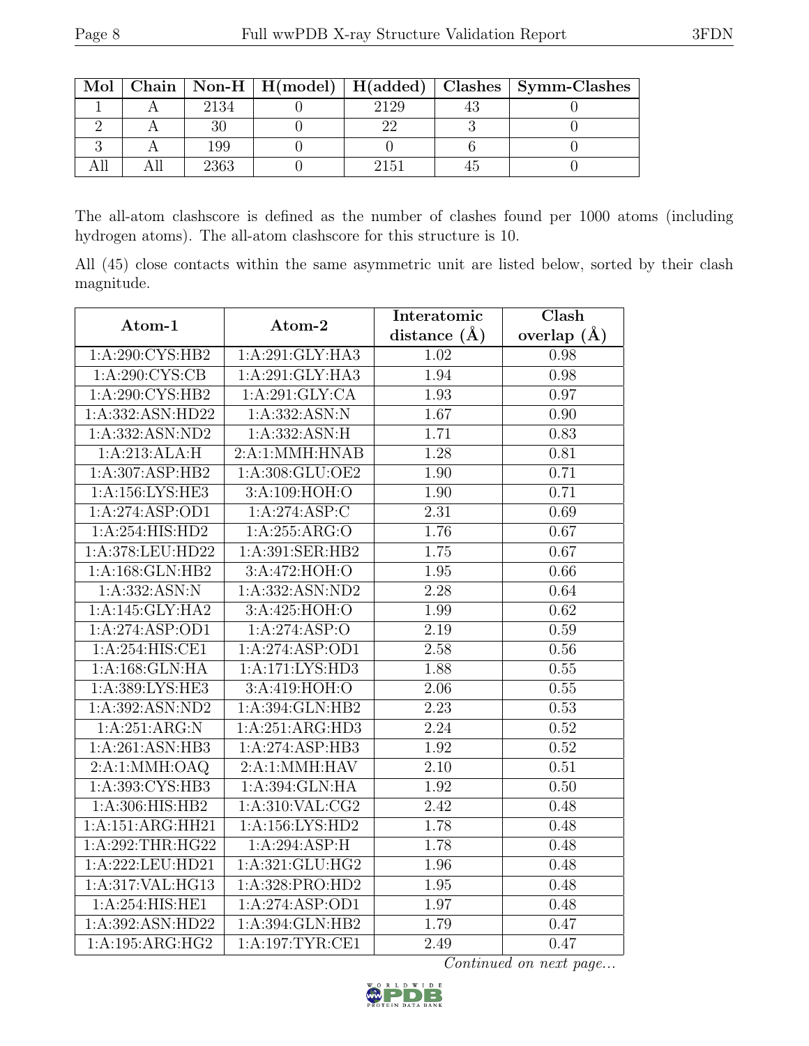| Mol | Chain | Non-H | H(model) | H(added) | Clashes | Symm-Clashes |
|---|---|---|---|---|---|---|
| 1 | A | 2134 | 0 | 2129 | 43 | 0 |
| 2 | A | 30 | 0 | 22 | 3 | 0 |
| 3 | A | 199 | 0 | 0 | 6 | 0 |
| All | All | 2363 | 0 | 2151 | 45 | 0 |

The all-atom clashscore is defined as the number of clashes found per 1000 atoms (including hydrogen atoms). The all-atom clashscore for this structure is 10.

All (45) close contacts within the same asymmetric unit are listed below, sorted by their clash magnitude.

| Atom-1 | Atom-2 | Interatomic distance (Å) | Clash overlap (Å) |
|---|---|---|---|
| 1:A:290:CYS:HB2 | 1:A:291:GLY:HA3 | 1.02 | 0.98 |
| 1:A:290:CYS:CB | 1:A:291:GLY:HA3 | 1.94 | 0.98 |
| 1:A:290:CYS:HB2 | 1:A:291:GLY:CA | 1.93 | 0.97 |
| 1:A:332:ASN:HD22 | 1:A:332:ASN:N | 1.67 | 0.90 |
| 1:A:332:ASN:ND2 | 1:A:332:ASN:H | 1.71 | 0.83 |
| 1:A:213:ALA:H | 2:A:1:MMH:HNAB | 1.28 | 0.81 |
| 1:A:307:ASP:HB2 | 1:A:308:GLU:OE2 | 1.90 | 0.71 |
| 1:A:156:LYS:HE3 | 3:A:109:HOH:O | 1.90 | 0.71 |
| 1:A:274:ASP:OD1 | 1:A:274:ASP:C | 2.31 | 0.69 |
| 1:A:254:HIS:HD2 | 1:A:255:ARG:O | 1.76 | 0.67 |
| 1:A:378:LEU:HD22 | 1:A:391:SER:HB2 | 1.75 | 0.67 |
| 1:A:168:GLN:HB2 | 3:A:472:HOH:O | 1.95 | 0.66 |
| 1:A:332:ASN:N | 1:A:332:ASN:ND2 | 2.28 | 0.64 |
| 1:A:145:GLY:HA2 | 3:A:425:HOH:O | 1.99 | 0.62 |
| 1:A:274:ASP:OD1 | 1:A:274:ASP:O | 2.19 | 0.59 |
| 1:A:254:HIS:CE1 | 1:A:274:ASP:OD1 | 2.58 | 0.56 |
| 1:A:168:GLN:HA | 1:A:171:LYS:HD3 | 1.88 | 0.55 |
| 1:A:389:LYS:HE3 | 3:A:419:HOH:O | 2.06 | 0.55 |
| 1:A:392:ASN:ND2 | 1:A:394:GLN:HB2 | 2.23 | 0.53 |
| 1:A:251:ARG:N | 1:A:251:ARG:HD3 | 2.24 | 0.52 |
| 1:A:261:ASN:HB3 | 1:A:274:ASP:HB3 | 1.92 | 0.52 |
| 2:A:1:MMH:OAQ | 2:A:1:MMH:HAV | 2.10 | 0.51 |
| 1:A:393:CYS:HB3 | 1:A:394:GLN:HA | 1.92 | 0.50 |
| 1:A:306:HIS:HB2 | 1:A:310:VAL:CG2 | 2.42 | 0.48 |
| 1:A:151:ARG:HH21 | 1:A:156:LYS:HD2 | 1.78 | 0.48 |
| 1:A:292:THR:HG22 | 1:A:294:ASP:H | 1.78 | 0.48 |
| 1:A:222:LEU:HD21 | 1:A:321:GLU:HG2 | 1.96 | 0.48 |
| 1:A:317:VAL:HG13 | 1:A:328:PRO:HD2 | 1.95 | 0.48 |
| 1:A:254:HIS:HE1 | 1:A:274:ASP:OD1 | 1.97 | 0.48 |
| 1:A:392:ASN:HD22 | 1:A:394:GLN:HB2 | 1.79 | 0.47 |
| 1:A:195:ARG:HG2 | 1:A:197:TYR:CE1 | 2.49 | 0.47 |

*Continued on next page...*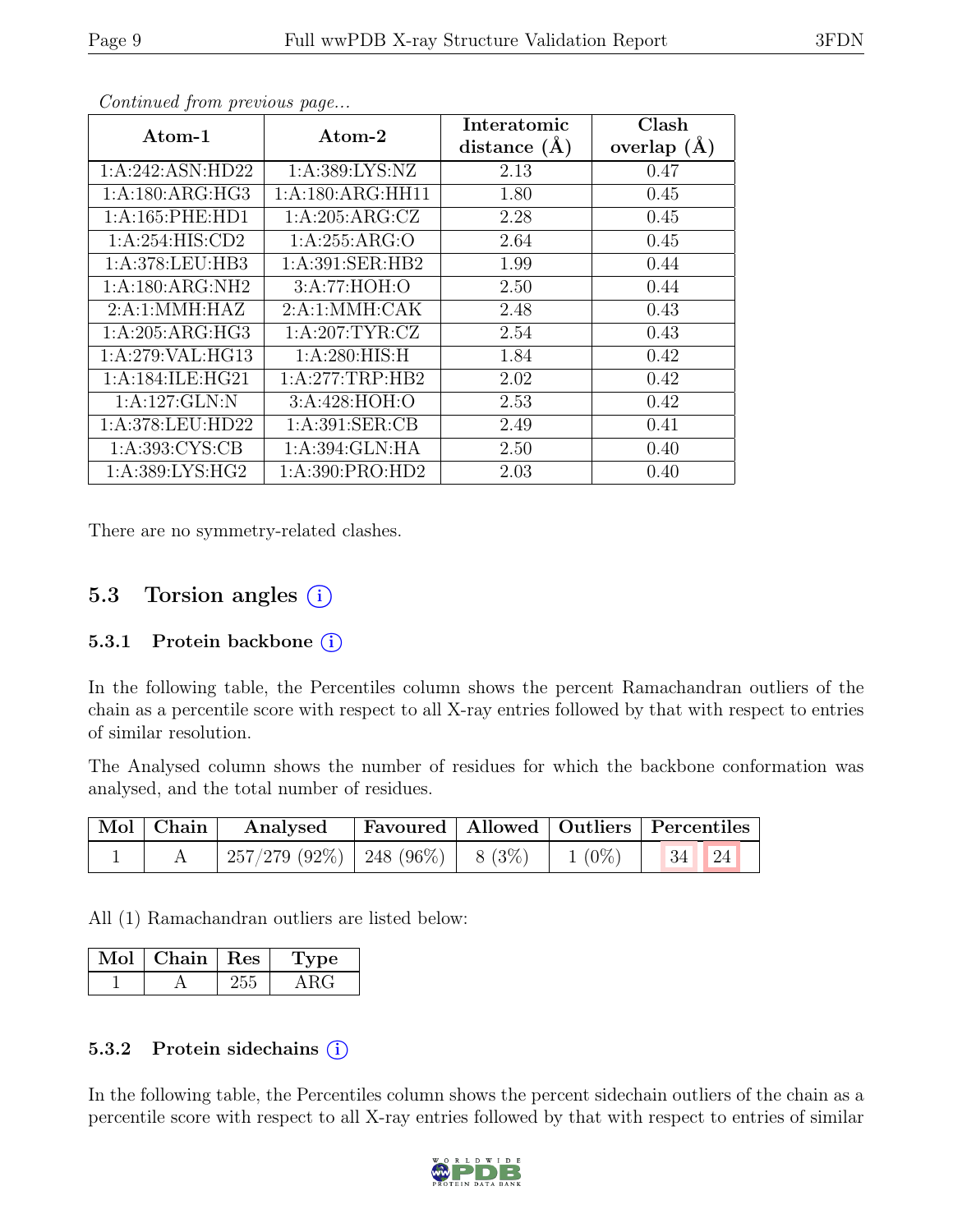*Continued from previous page...*

| Atom-1 | Atom-2 | Interatomic distance (Å) | Clash overlap (Å) |
|---|---|---|---|
| 1:A:242:ASN:HD22 | 1:A:389:LYS:NZ | 2.13 | 0.47 |
| 1:A:180:ARG:HG3 | 1:A:180:ARG:HH11 | 1.80 | 0.45 |
| 1:A:165:PHE:HD1 | 1:A:205:ARG:CZ | 2.28 | 0.45 |
| 1:A:254:HIS:CD2 | 1:A:255:ARG:O | 2.64 | 0.45 |
| 1:A:378:LEU:HB3 | 1:A:391:SER:HB2 | 1.99 | 0.44 |
| 1:A:180:ARG:NH2 | 3:A:77:HOH:O | 2.50 | 0.44 |
| 2:A:1:MMH:HAZ | 2:A:1:MMH:CAK | 2.48 | 0.43 |
| 1:A:205:ARG:HG3 | 1:A:207:TYR:CZ | 2.54 | 0.43 |
| 1:A:279:VAL:HG13 | 1:A:280:HIS:H | 1.84 | 0.42 |
| 1:A:184:ILE:HG21 | 1:A:277:TRP:HB2 | 2.02 | 0.42 |
| 1:A:127:GLN:N | 3:A:428:HOH:O | 2.53 | 0.42 |
| 1:A:378:LEU:HD22 | 1:A:391:SER:CB | 2.49 | 0.41 |
| 1:A:393:CYS:CB | 1:A:394:GLN:HA | 2.50 | 0.40 |
| 1:A:389:LYS:HG2 | 1:A:390:PRO:HD2 | 2.03 | 0.40 |

There are no symmetry-related clashes.

## 5.3 Torsion angles

### 5.3.1 Protein backbone

In the following table, the Percentiles column shows the percent Ramachandran outliers of the chain as a percentile score with respect to all X-ray entries followed by that with respect to entries of similar resolution.

The Analysed column shows the number of residues for which the backbone conformation was analysed, and the total number of residues.

| Mol | Chain | Analysed | Favoured | Allowed | Outliers | Percentiles | |
|---|---|---|---|---|---|---|---|
| 1 | A | 257/279 (92%) | 248 (96%) | 8 (3%) | 1 (0%) | 34 | 24 |

All (1) Ramachandran outliers are listed below:

| Mol | Chain | Res | Type |
|---|---|---|---|
| 1 | A | 255 | ARG |

### 5.3.2 Protein sidechains

In the following table, the Percentiles column shows the percent sidechain outliers of the chain as a percentile score with respect to all X-ray entries followed by that with respect to entries of similar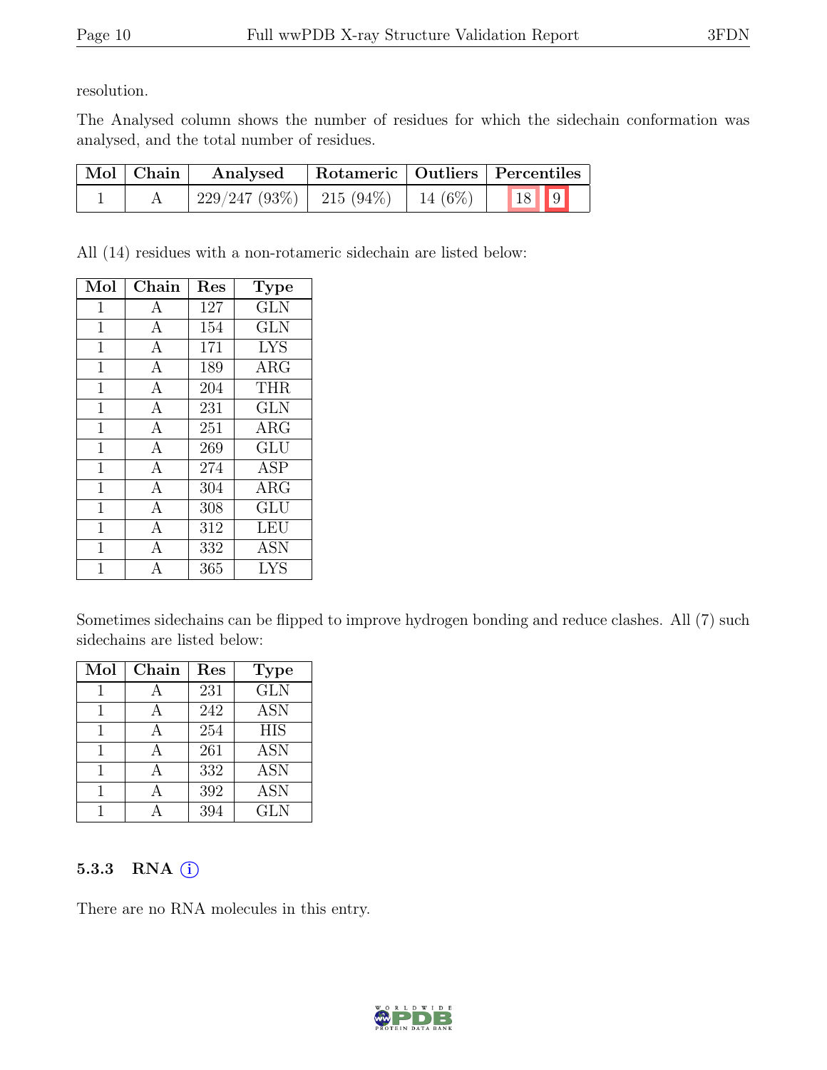resolution.

The Analysed column shows the number of residues for which the sidechain conformation was analysed, and the total number of residues.

| Mol | Chain | Analysed | Rotameric | Outliers | Percentiles |
|---|---|---|---|---|---|
| 1 | A | 229/247 (93%) | 215 (94%) | 14 (6%) | 18 9 |

All (14) residues with a non-rotameric sidechain are listed below:

| Mol | Chain | Res | Type |
|---|---|---|---|
| 1 | A | 127 | GLN |
| 1 | A | 154 | GLN |
| 1 | A | 171 | LYS |
| 1 | A | 189 | ARG |
| 1 | A | 204 | THR |
| 1 | A | 231 | GLN |
| 1 | A | 251 | ARG |
| 1 | A | 269 | GLU |
| 1 | A | 274 | ASP |
| 1 | A | 304 | ARG |
| 1 | A | 308 | GLU |
| 1 | A | 312 | LEU |
| 1 | A | 332 | ASN |
| 1 | A | 365 | LYS |

Sometimes sidechains can be flipped to improve hydrogen bonding and reduce clashes. All (7) such sidechains are listed below:

| Mol | Chain | Res | Type |
|---|---|---|---|
| 1 | A | 231 | GLN |
| 1 | A | 242 | ASN |
| 1 | A | 254 | HIS |
| 1 | A | 261 | ASN |
| 1 | A | 332 | ASN |
| 1 | A | 392 | ASN |
| 1 | A | 394 | GLN |

### 5.3.3 RNA

There are no RNA molecules in this entry.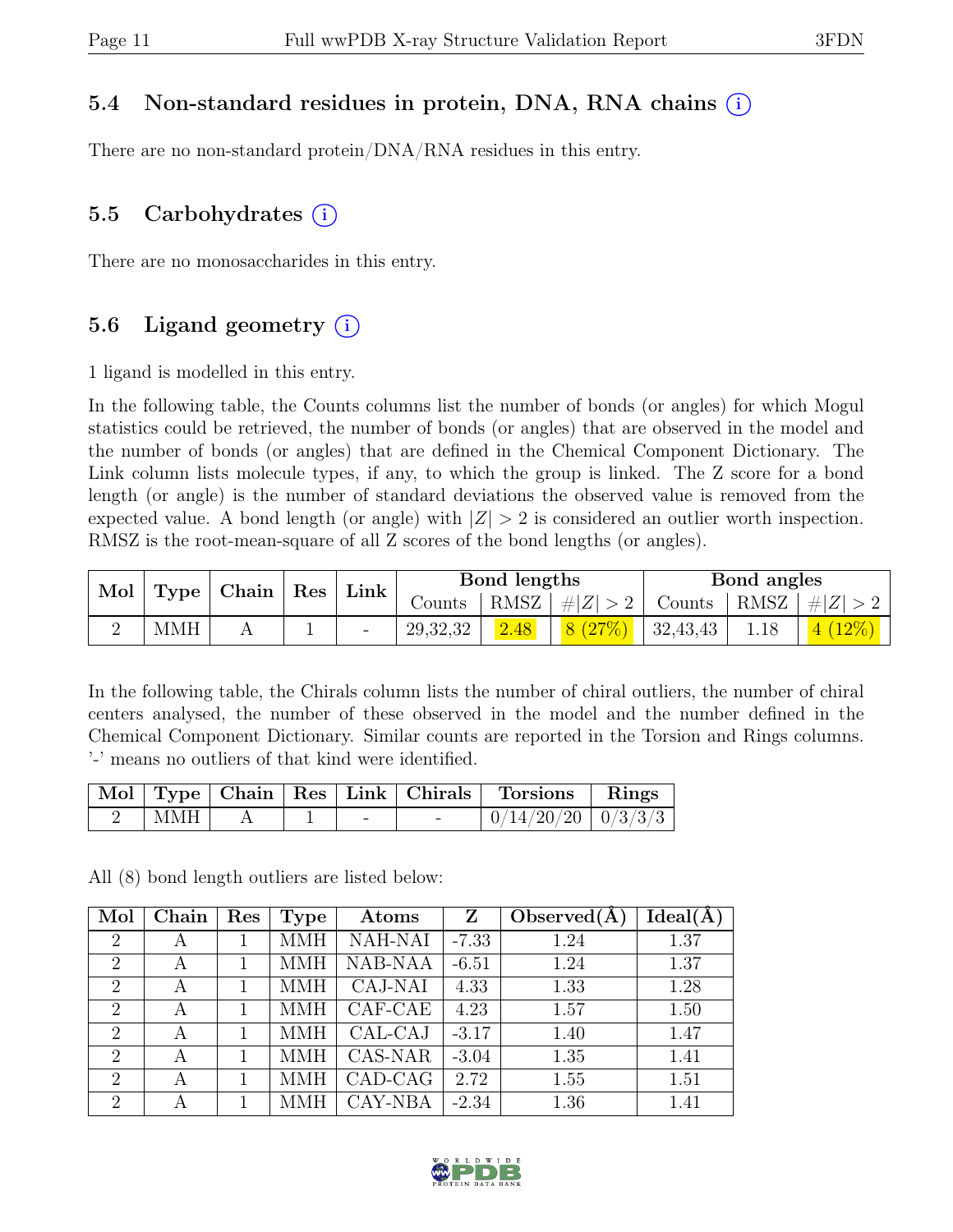## 5.4 Non-standard residues in protein, DNA, RNA chains (i)

There are no non-standard protein/DNA/RNA residues in this entry.

## 5.5 Carbohydrates (i)

There are no monosaccharides in this entry.

## 5.6 Ligand geometry (i)

1 ligand is modelled in this entry.

In the following table, the Counts columns list the number of bonds (or angles) for which Mogul statistics could be retrieved, the number of bonds (or angles) that are observed in the model and the number of bonds (or angles) that are defined in the Chemical Component Dictionary. The Link column lists molecule types, if any, to which the group is linked. The Z score for a bond length (or angle) is the number of standard deviations the observed value is removed from the expected value. A bond length (or angle) with $|Z| > 2$ is considered an outlier worth inspection. RMSZ is the root-mean-square of all Z scores of the bond lengths (or angles).

| Mol | Type | Chain | Res | Link | Bond lengths | | | Bond angles | | |
|---|---|---|---|---|---|---|---|---|---|---|
| | | | | | Counts | RMSZ | $\#\|Z\| > 2$ | Counts | RMSZ | $\#\|Z\| > 2$ |
| 2 | MMH | A | 1 | - | 29,32,32 | 2.48 | 8 (27%) | 32,43,43 | 1.18 | 4 (12%) |

In the following table, the Chirals column lists the number of chiral outliers, the number of chiral centers analysed, the number of these observed in the model and the number defined in the Chemical Component Dictionary. Similar counts are reported in the Torsion and Rings columns. '-' means no outliers of that kind were identified.

| Mol | Type | Chain | Res | Link | Chirals | Torsions | Rings |
|---|---|---|---|---|---|---|---|
| 2 | MMH | A | 1 | - | - | 0/14/20/20 | 0/3/3/3 |

All (8) bond length outliers are listed below:

| Mol | Chain | Res | Type | Atoms | Z | Observed(Å) | Ideal(Å) |
|---|---|---|---|---|---|---|---|
| 2 | A | 1 | MMH | NAH-NAI | -7.33 | 1.24 | 1.37 |
| 2 | A | 1 | MMH | NAB-NAA | -6.51 | 1.24 | 1.37 |
| 2 | A | 1 | MMH | CAJ-NAI | 4.33 | 1.33 | 1.28 |
| 2 | A | 1 | MMH | CAF-CAE | 4.23 | 1.57 | 1.50 |
| 2 | A | 1 | MMH | CAL-CAJ | -3.17 | 1.40 | 1.47 |
| 2 | A | 1 | MMH | CAS-NAR | -3.04 | 1.35 | 1.41 |
| 2 | A | 1 | MMH | CAD-CAG | 2.72 | 1.55 | 1.51 |
| 2 | A | 1 | MMH | CAY-NBA | -2.34 | 1.36 | 1.41 |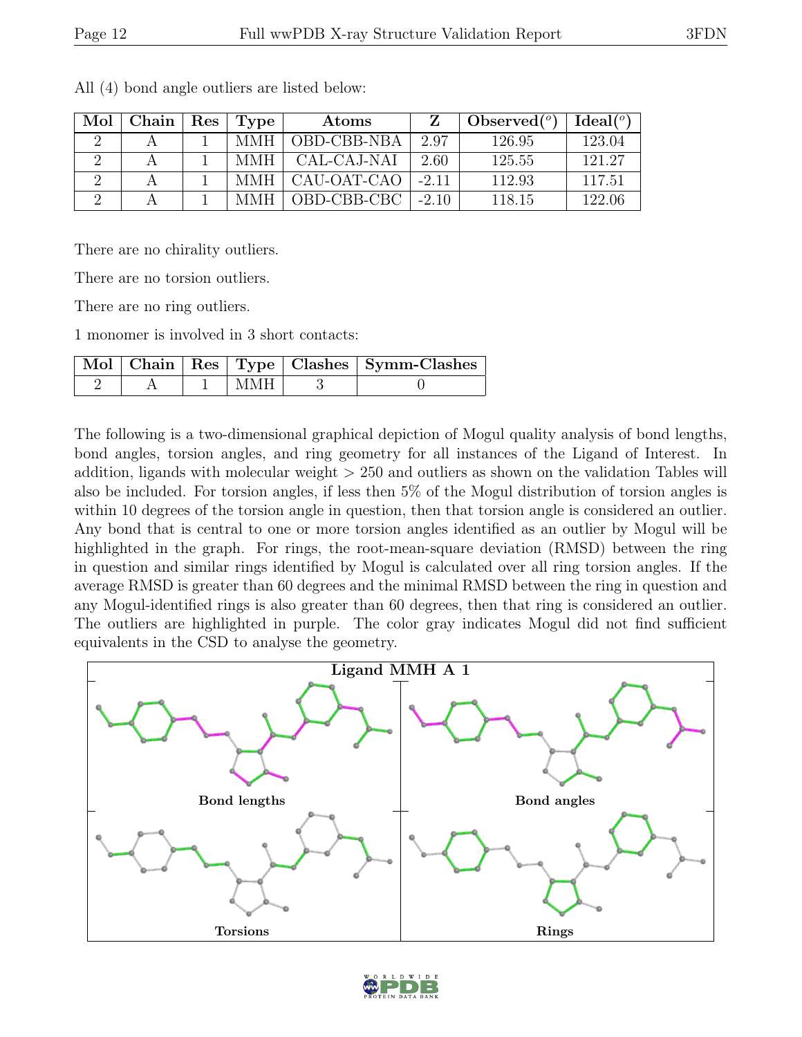All (4) bond angle outliers are listed below:

| Mol | Chain | Res | Type | Atoms | Z | Observed($^o$) | Ideal($^o$) |
|---|---|---|---|---|---|---|---|
| 2 | A | 1 | MMH | OBD-CBB-NBA | 2.97 | 126.95 | 123.04 |
| 2 | A | 1 | MMH | CAL-CAJ-NAI | 2.60 | 125.55 | 121.27 |
| 2 | A | 1 | MMH | CAU-OAT-CAO | -2.11 | 112.93 | 117.51 |
| 2 | A | 1 | MMH | OBD-CBB-CBC | -2.10 | 118.15 | 122.06 |

There are no chirality outliers.

There are no torsion outliers.

There are no ring outliers.

1 monomer is involved in 3 short contacts:

| Mol | Chain | Res | Type | Clashes | Symm-Clashes |
|---|---|---|---|---|---|
| 2 | A | 1 | MMH | 3 | 0 |

The following is a two-dimensional graphical depiction of Mogul quality analysis of bond lengths, bond angles, torsion angles, and ring geometry for all instances of the Ligand of Interest. In addition, ligands with molecular weight > 250 and outliers as shown on the validation Tables will also be included. For torsion angles, if less then 5% of the Mogul distribution of torsion angles is within 10 degrees of the torsion angle in question, then that torsion angle is considered an outlier. Any bond that is central to one or more torsion angles identified as an outlier by Mogul will be highlighted in the graph. For rings, the root-mean-square deviation (RMSD) between the ring in question and similar rings identified by Mogul is calculated over all ring torsion angles. If the average RMSD is greater than 60 degrees and the minimal RMSD between the ring in question and any Mogul-identified rings is also greater than 60 degrees, then that ring is considered an outlier. The outliers are highlighted in purple. The color gray indicates Mogul did not find sufficient equivalents in the CSD to analyse the geometry.

Ligand MMH A 1

Bond lengths

Bond angles

Torsions

Rings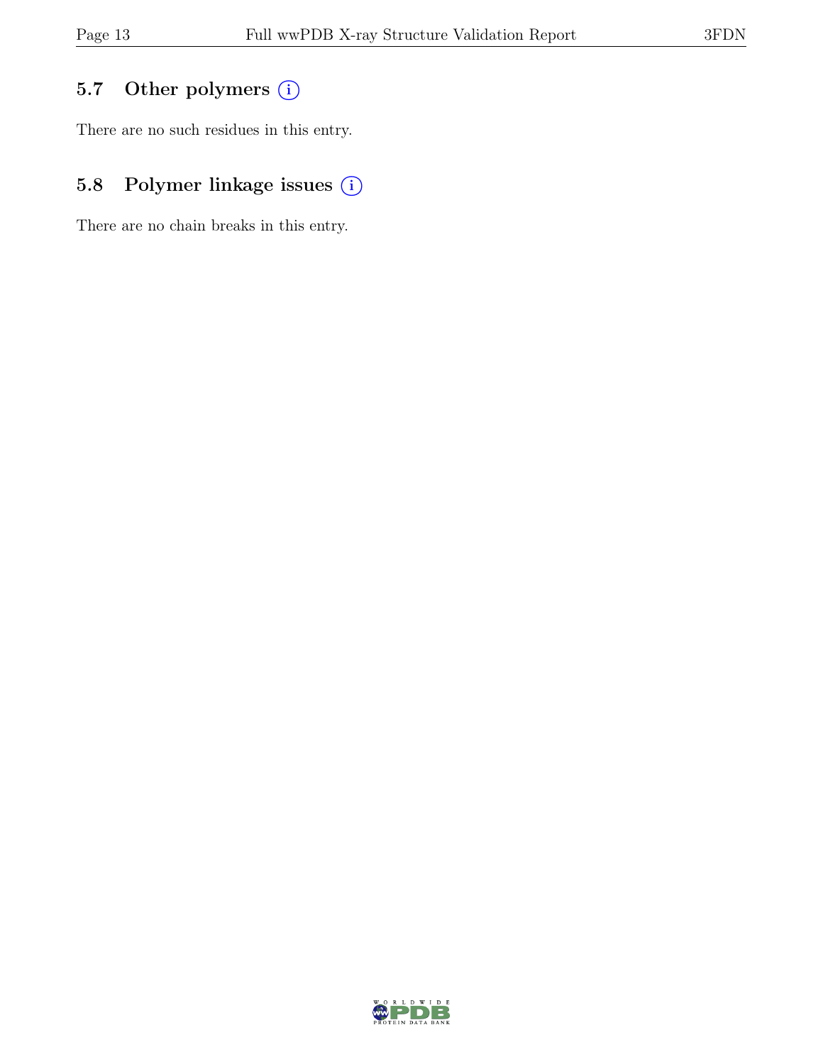## 5.7 Other polymers (i)

There are no such residues in this entry.

## 5.8 Polymer linkage issues (i)

There are no chain breaks in this entry.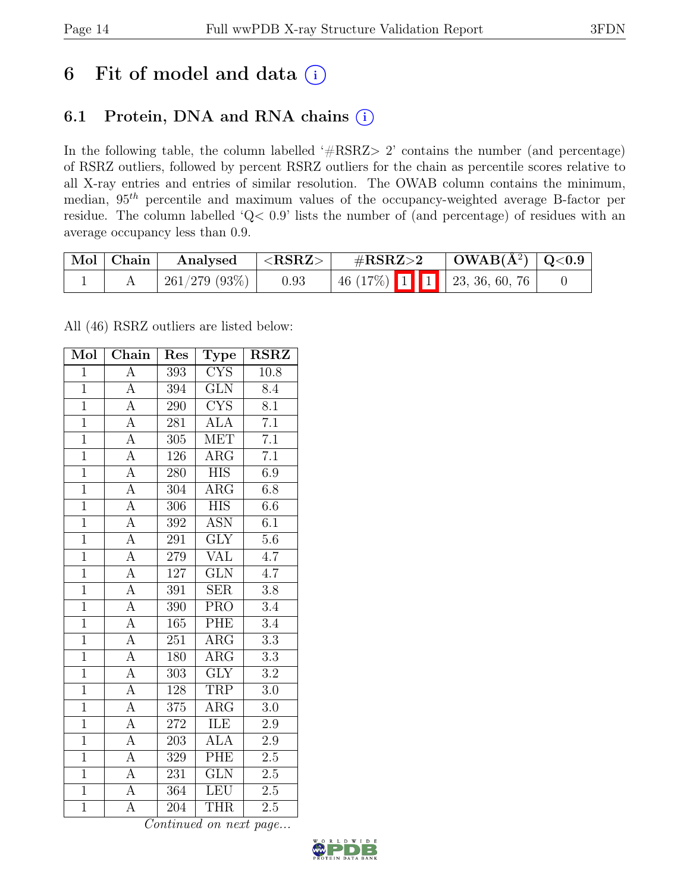# 6 Fit of model and data (i)

## 6.1 Protein, DNA and RNA chains (i)

In the following table, the column labelled '#RSRZ> 2' contains the number (and percentage) of RSRZ outliers, followed by percent RSRZ outliers for the chain as percentile scores relative to all X-ray entries and entries of similar resolution. The OWAB column contains the minimum, median, $95^{th}$ percentile and maximum values of the occupancy-weighted average B-factor per residue. The column labelled 'Q< 0.9' lists the number of (and percentage) of residues with an average occupancy less than 0.9.

| Mol | Chain | Analysed | <RSRZ> | #RSRZ>2 | OWAB(Å$^2$) | Q<0.9 |
|---|---|---|---|---|---|---|
| 1 | A | 261/279 (93%) | 0.93 | 46 (17%) 1 1 | 23, 36, 60, 76 | 0 |

All (46) RSRZ outliers are listed below:

| Mol | Chain | Res | Type | RSRZ |
|---|---|---|---|---|
| 1 | A | 393 | CYS | 10.8 |
| 1 | A | 394 | GLN | 8.4 |
| 1 | A | 290 | CYS | 8.1 |
| 1 | A | 281 | ALA | 7.1 |
| 1 | A | 305 | MET | 7.1 |
| 1 | A | 126 | ARG | 7.1 |
| 1 | A | 280 | HIS | 6.9 |
| 1 | A | 304 | ARG | 6.8 |
| 1 | A | 306 | HIS | 6.6 |
| 1 | A | 392 | ASN | 6.1 |
| 1 | A | 291 | GLY | 5.6 |
| 1 | A | 279 | VAL | 4.7 |
| 1 | A | 127 | GLN | 4.7 |
| 1 | A | 391 | SER | 3.8 |
| 1 | A | 390 | PRO | 3.4 |
| 1 | A | 165 | PHE | 3.4 |
| 1 | A | 251 | ARG | 3.3 |
| 1 | A | 180 | ARG | 3.3 |
| 1 | A | 303 | GLY | 3.2 |
| 1 | A | 128 | TRP | 3.0 |
| 1 | A | 375 | ARG | 3.0 |
| 1 | A | 272 | ILE | 2.9 |
| 1 | A | 203 | ALA | 2.9 |
| 1 | A | 329 | PHE | 2.5 |
| 1 | A | 231 | GLN | 2.5 |
| 1 | A | 364 | LEU | 2.5 |
| 1 | A | 204 | THR | 2.5 |

*Continued on next page...*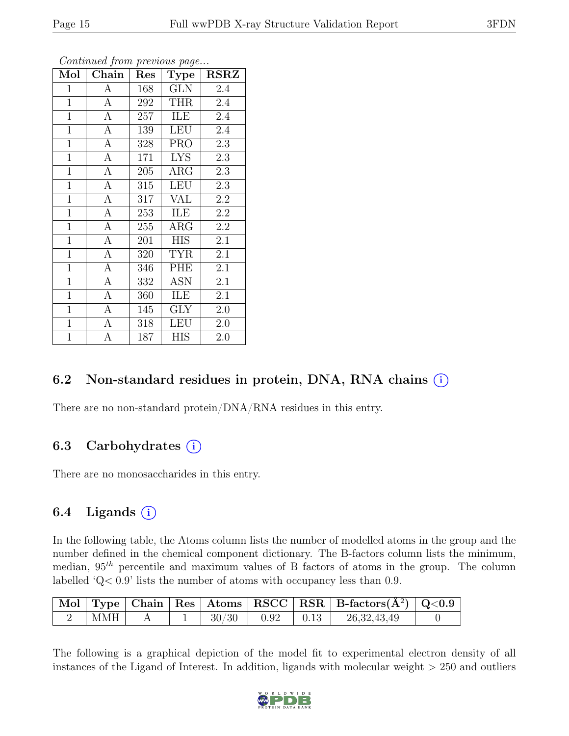*Continued from previous page...*

| Mol | Chain | Res | Type | RSRZ |
|---|---|---|---|---|
| 1 | A | 168 | GLN | 2.4 |
| 1 | A | 292 | THR | 2.4 |
| 1 | A | 257 | ILE | 2.4 |
| 1 | A | 139 | LEU | 2.4 |
| 1 | A | 328 | PRO | 2.3 |
| 1 | A | 171 | LYS | 2.3 |
| 1 | A | 205 | ARG | 2.3 |
| 1 | A | 315 | LEU | 2.3 |
| 1 | A | 317 | VAL | 2.2 |
| 1 | A | 253 | ILE | 2.2 |
| 1 | A | 255 | ARG | 2.2 |
| 1 | A | 201 | HIS | 2.1 |
| 1 | A | 320 | TYR | 2.1 |
| 1 | A | 346 | PHE | 2.1 |
| 1 | A | 332 | ASN | 2.1 |
| 1 | A | 360 | ILE | 2.1 |
| 1 | A | 145 | GLY | 2.0 |
| 1 | A | 318 | LEU | 2.0 |
| 1 | A | 187 | HIS | 2.0 |

## 6.2 Non-standard residues in protein, DNA, RNA chains (i)

There are no non-standard protein/DNA/RNA residues in this entry.

## 6.3 Carbohydrates (i)

There are no monosaccharides in this entry.

## 6.4 Ligands (i)

In the following table, the Atoms column lists the number of modelled atoms in the group and the number defined in the chemical component dictionary. The B-factors column lists the minimum, median, $95^{th}$ percentile and maximum values of B factors of atoms in the group. The column labelled 'Q< 0.9' lists the number of atoms with occupancy less than 0.9.

| Mol | Type | Chain | Res | Atoms | RSCC | RSR | B-factors($Å^2$) | Q<0.9 |
|---|---|---|---|---|---|---|---|---|
| 2 | MMH | A | 1 | 30/30 | 0.92 | 0.13 | 26,32,43,49 | 0 |

The following is a graphical depiction of the model fit to experimental electron density of all instances of the Ligand of Interest. In addition, ligands with molecular weight > 250 and outliers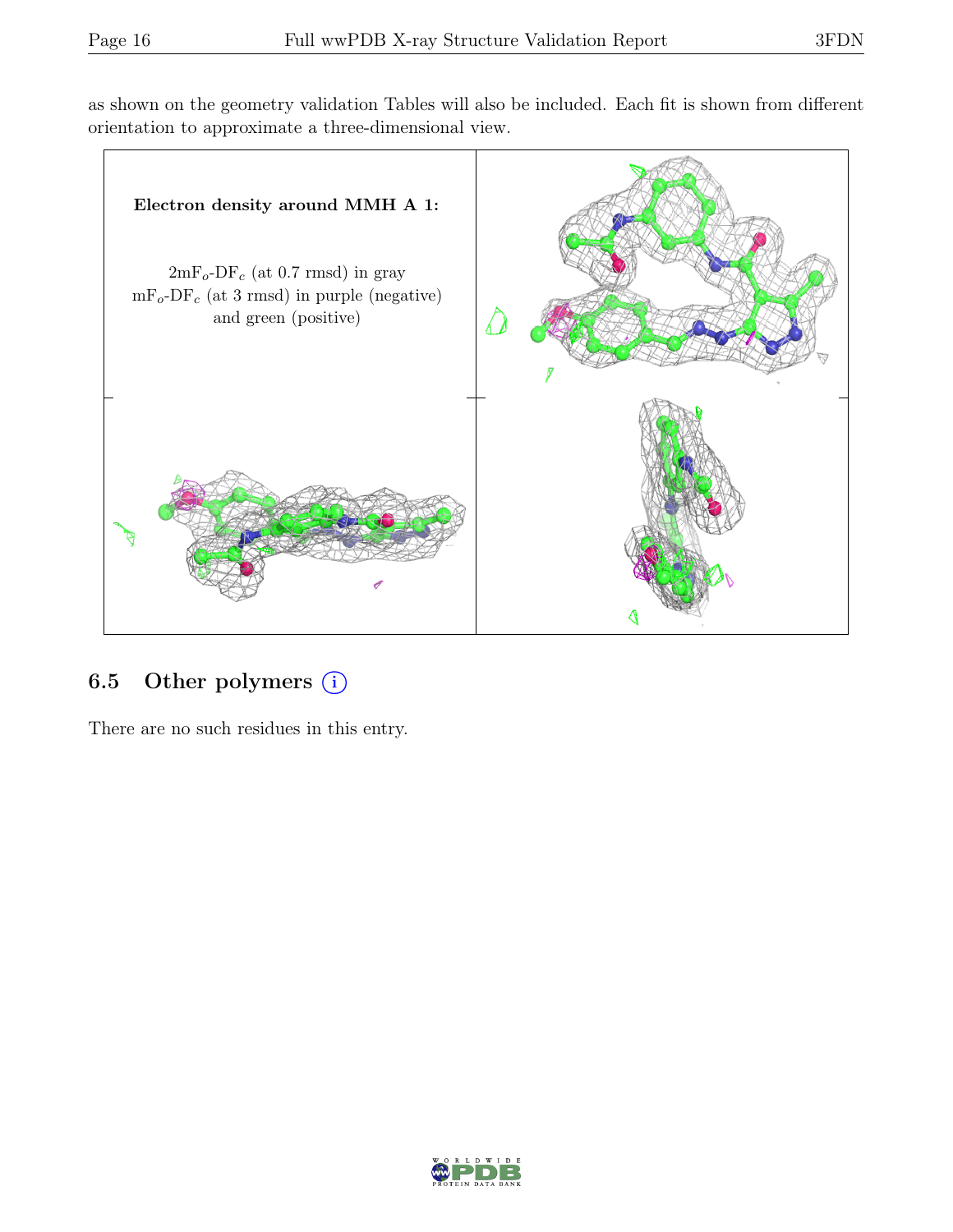as shown on the geometry validation Tables will also be included. Each fit is shown from different orientation to approximate a three-dimensional view.

**Electron density around MMH A 1:**

$2mF_o$-$DF_c$ (at 0.7 rmsd) in gray
$mF_o$-$DF_c$ (at 3 rmsd) in purple (negative) and green (positive)

## 6.5 Other polymers

There are no such residues in this entry.